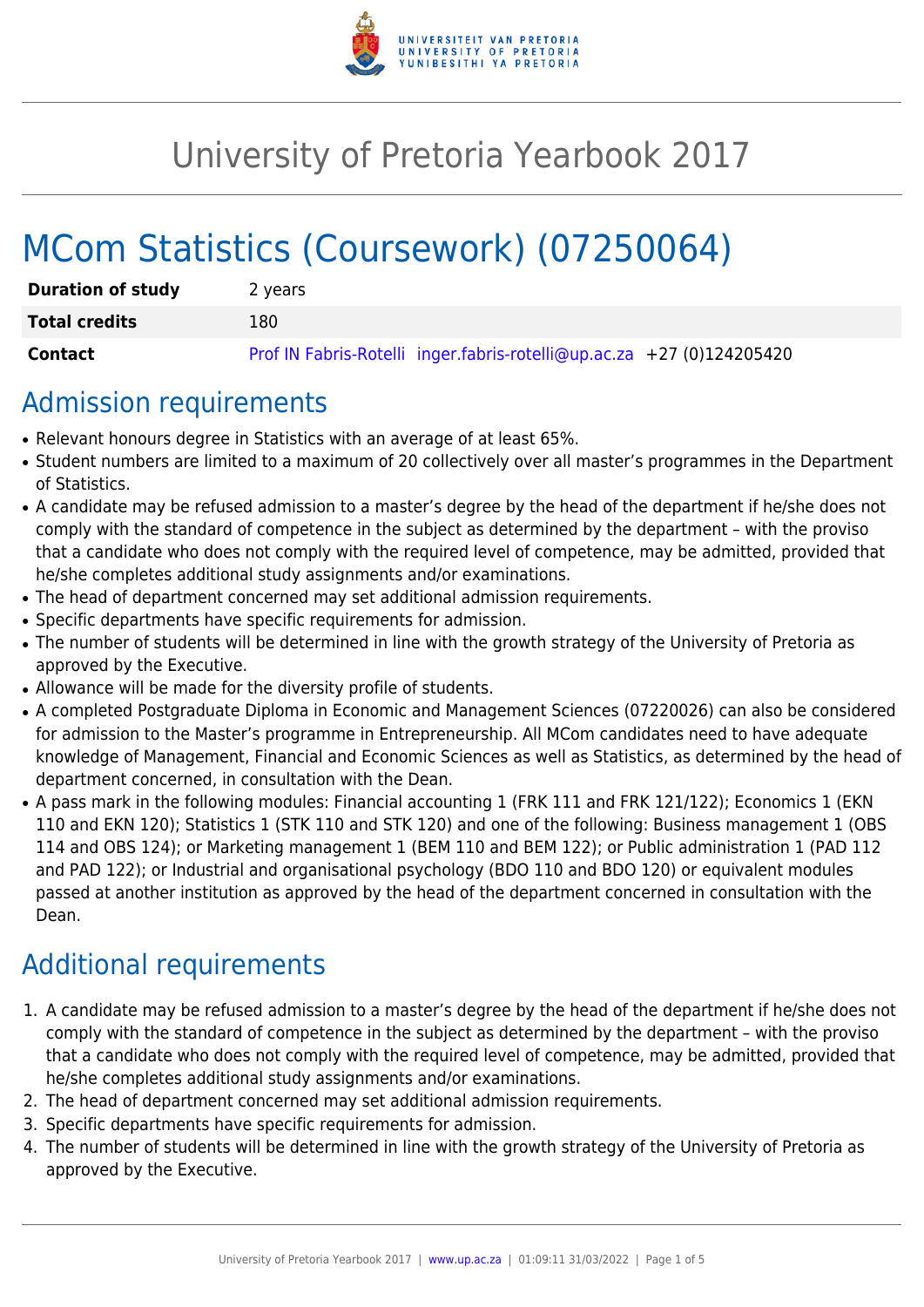# University of Pretoria Yearbook 2017

# MCom Statistics (Coursework) (07250064)

| | |
|---|---|
| **Duration of study** | 2 years |
| **Total credits** | 180 |
| **Contact** | Prof IN Fabris-Rotelli inger.fabris-rotelli@up.ac.za +27 (0)124205420 |

## Admission requirements

- Relevant honours degree in Statistics with an average of at least 65%.
- Student numbers are limited to a maximum of 20 collectively over all master's programmes in the Department of Statistics.
- A candidate may be refused admission to a master's degree by the head of the department if he/she does not comply with the standard of competence in the subject as determined by the department – with the proviso that a candidate who does not comply with the required level of competence, may be admitted, provided that he/she completes additional study assignments and/or examinations.
- The head of department concerned may set additional admission requirements.
- Specific departments have specific requirements for admission.
- The number of students will be determined in line with the growth strategy of the University of Pretoria as approved by the Executive.
- Allowance will be made for the diversity profile of students.
- A completed Postgraduate Diploma in Economic and Management Sciences (07220026) can also be considered for admission to the Master's programme in Entrepreneurship. All MCom candidates need to have adequate knowledge of Management, Financial and Economic Sciences as well as Statistics, as determined by the head of department concerned, in consultation with the Dean.
- A pass mark in the following modules: Financial accounting 1 (FRK 111 and FRK 121/122); Economics 1 (EKN 110 and EKN 120); Statistics 1 (STK 110 and STK 120) and one of the following: Business management 1 (OBS 114 and OBS 124); or Marketing management 1 (BEM 110 and BEM 122); or Public administration 1 (PAD 112 and PAD 122); or Industrial and organisational psychology (BDO 110 and BDO 120) or equivalent modules passed at another institution as approved by the head of the department concerned in consultation with the Dean.

## Additional requirements

1. A candidate may be refused admission to a master's degree by the head of the department if he/she does not comply with the standard of competence in the subject as determined by the department – with the proviso that a candidate who does not comply with the required level of competence, may be admitted, provided that he/she completes additional study assignments and/or examinations.
2. The head of department concerned may set additional admission requirements.
3. Specific departments have specific requirements for admission.
4. The number of students will be determined in line with the growth strategy of the University of Pretoria as approved by the Executive.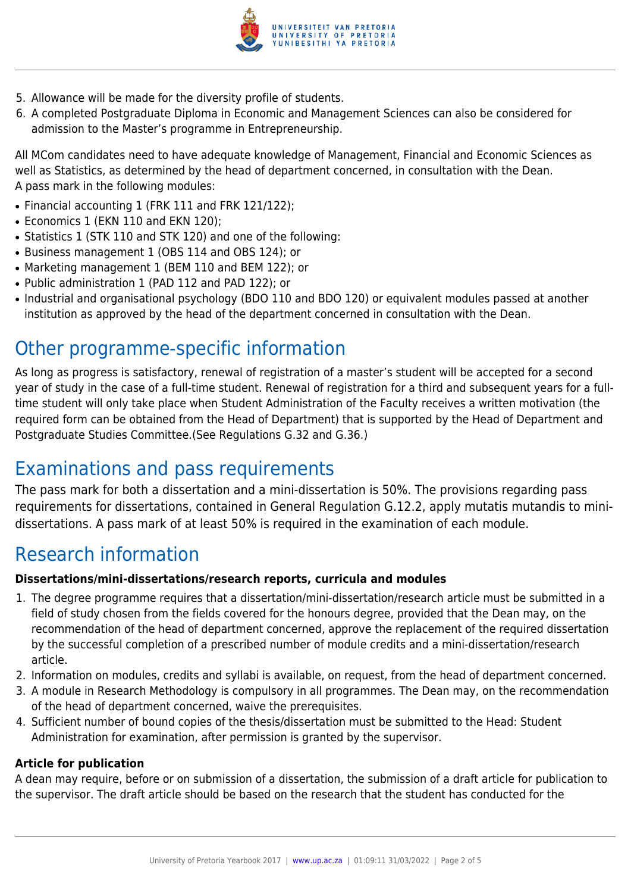5. Allowance will be made for the diversity profile of students.
6. A completed Postgraduate Diploma in Economic and Management Sciences can also be considered for admission to the Master's programme in Entrepreneurship.

All MCom candidates need to have adequate knowledge of Management, Financial and Economic Sciences as well as Statistics, as determined by the head of department concerned, in consultation with the Dean.
A pass mark in the following modules:

- Financial accounting 1 (FRK 111 and FRK 121/122);
- Economics 1 (EKN 110 and EKN 120);
- Statistics 1 (STK 110 and STK 120) and one of the following:
- Business management 1 (OBS 114 and OBS 124); or
- Marketing management 1 (BEM 110 and BEM 122); or
- Public administration 1 (PAD 112 and PAD 122); or
- Industrial and organisational psychology (BDO 110 and BDO 120) or equivalent modules passed at another institution as approved by the head of the department concerned in consultation with the Dean.

# Other programme-specific information

As long as progress is satisfactory, renewal of registration of a master's student will be accepted for a second year of study in the case of a full-time student. Renewal of registration for a third and subsequent years for a full-time student will only take place when Student Administration of the Faculty receives a written motivation (the required form can be obtained from the Head of Department) that is supported by the Head of Department and Postgraduate Studies Committee.(See Regulations G.32 and G.36.)

# Examinations and pass requirements

The pass mark for both a dissertation and a mini-dissertation is 50%. The provisions regarding pass requirements for dissertations, contained in General Regulation G.12.2, apply mutatis mutandis to mini-dissertations. A pass mark of at least 50% is required in the examination of each module.

# Research information

**Dissertations/mini-dissertations/research reports, curricula and modules**

1. The degree programme requires that a dissertation/mini-dissertation/research article must be submitted in a field of study chosen from the fields covered for the honours degree, provided that the Dean may, on the recommendation of the head of department concerned, approve the replacement of the required dissertation by the successful completion of a prescribed number of module credits and a mini-dissertation/research article.
2. Information on modules, credits and syllabi is available, on request, from the head of department concerned.
3. A module in Research Methodology is compulsory in all programmes. The Dean may, on the recommendation of the head of department concerned, waive the prerequisites.
4. Sufficient number of bound copies of the thesis/dissertation must be submitted to the Head: Student Administration for examination, after permission is granted by the supervisor.

**Article for publication**

A dean may require, before or on submission of a dissertation, the submission of a draft article for publication to the supervisor. The draft article should be based on the research that the student has conducted for the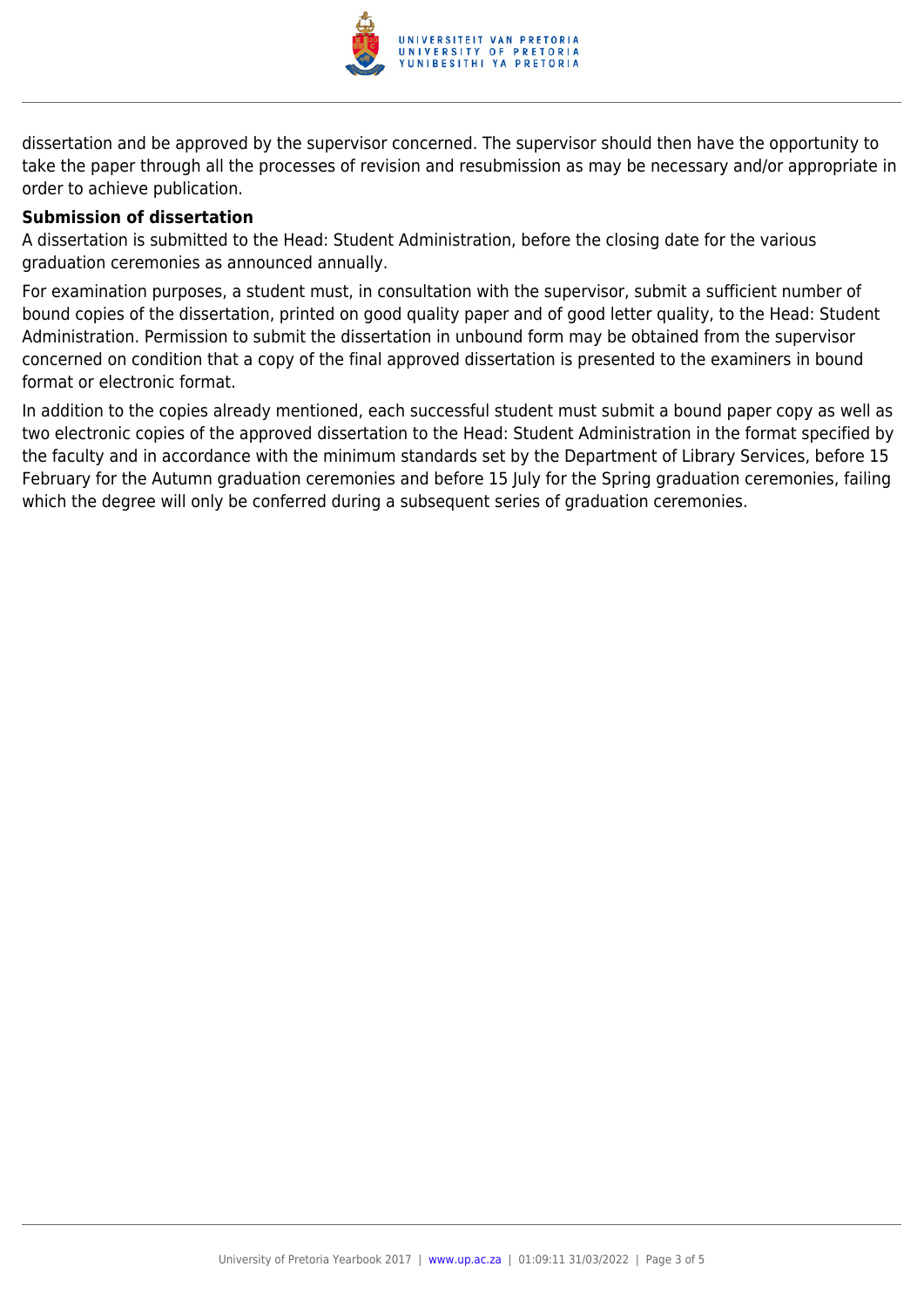dissertation and be approved by the supervisor concerned. The supervisor should then have the opportunity to take the paper through all the processes of revision and resubmission as may be necessary and/or appropriate in order to achieve publication.

**Submission of dissertation**

A dissertation is submitted to the Head: Student Administration, before the closing date for the various graduation ceremonies as announced annually.

For examination purposes, a student must, in consultation with the supervisor, submit a sufficient number of bound copies of the dissertation, printed on good quality paper and of good letter quality, to the Head: Student Administration. Permission to submit the dissertation in unbound form may be obtained from the supervisor concerned on condition that a copy of the final approved dissertation is presented to the examiners in bound format or electronic format.

In addition to the copies already mentioned, each successful student must submit a bound paper copy as well as two electronic copies of the approved dissertation to the Head: Student Administration in the format specified by the faculty and in accordance with the minimum standards set by the Department of Library Services, before 15 February for the Autumn graduation ceremonies and before 15 July for the Spring graduation ceremonies, failing which the degree will only be conferred during a subsequent series of graduation ceremonies.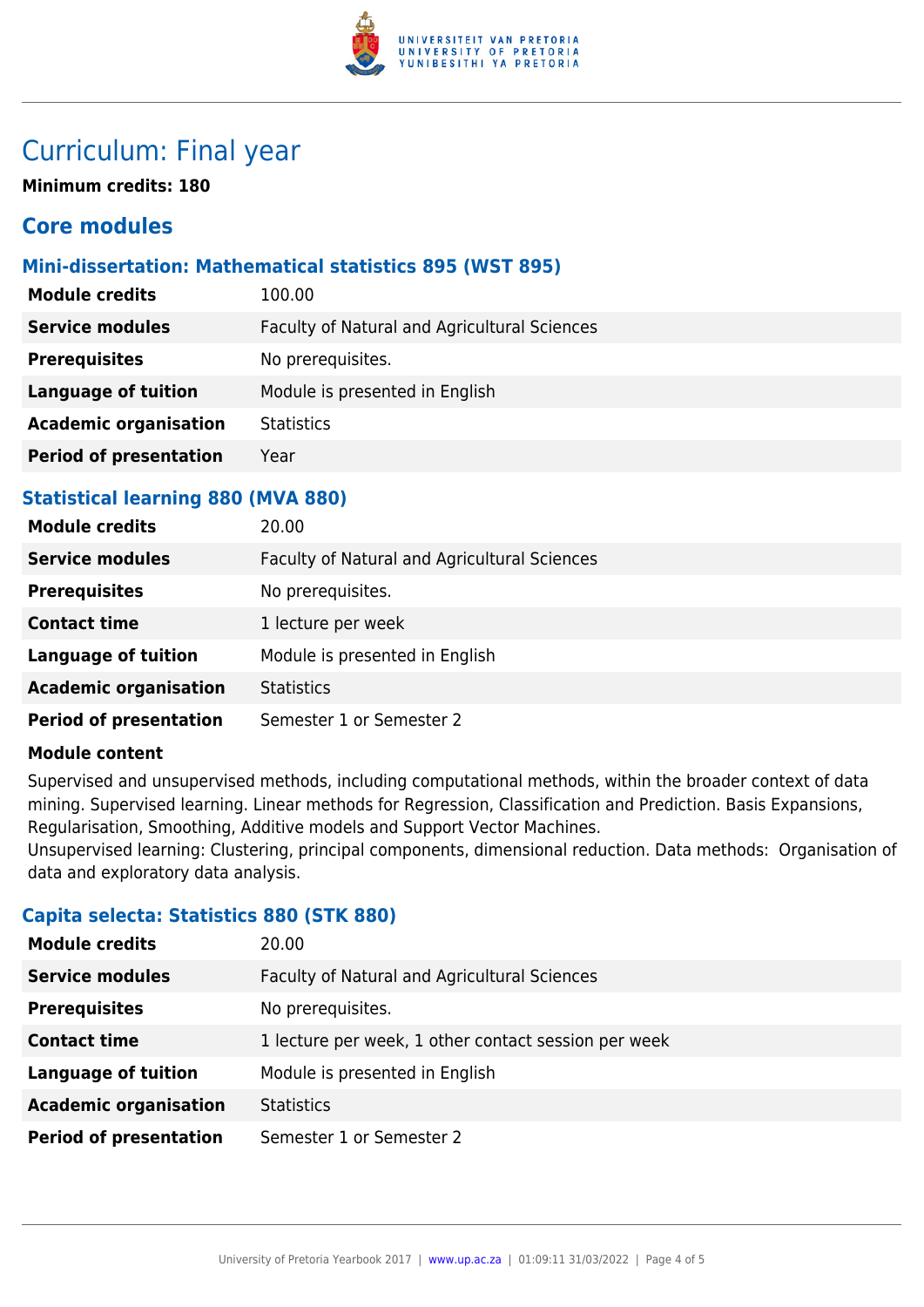# Curriculum: Final year

**Minimum credits: 180**

## Core modules

### Mini-dissertation: Mathematical statistics 895 (WST 895)

| | |
|---|---|
| **Module credits** | 100.00 |
| **Service modules** | Faculty of Natural and Agricultural Sciences |
| **Prerequisites** | No prerequisites. |
| **Language of tuition** | Module is presented in English |
| **Academic organisation** | Statistics |
| **Period of presentation** | Year |

### Statistical learning 880 (MVA 880)

| | |
|---|---|
| **Module credits** | 20.00 |
| **Service modules** | Faculty of Natural and Agricultural Sciences |
| **Prerequisites** | No prerequisites. |
| **Contact time** | 1 lecture per week |
| **Language of tuition** | Module is presented in English |
| **Academic organisation** | Statistics |
| **Period of presentation** | Semester 1 or Semester 2 |

**Module content**

Supervised and unsupervised methods, including computational methods, within the broader context of data mining. Supervised learning. Linear methods for Regression, Classification and Prediction. Basis Expansions, Regularisation, Smoothing, Additive models and Support Vector Machines.
Unsupervised learning: Clustering, principal components, dimensional reduction. Data methods: Organisation of data and exploratory data analysis.

### Capita selecta: Statistics 880 (STK 880)

| | |
|---|---|
| **Module credits** | 20.00 |
| **Service modules** | Faculty of Natural and Agricultural Sciences |
| **Prerequisites** | No prerequisites. |
| **Contact time** | 1 lecture per week, 1 other contact session per week |
| **Language of tuition** | Module is presented in English |
| **Academic organisation** | Statistics |
| **Period of presentation** | Semester 1 or Semester 2 |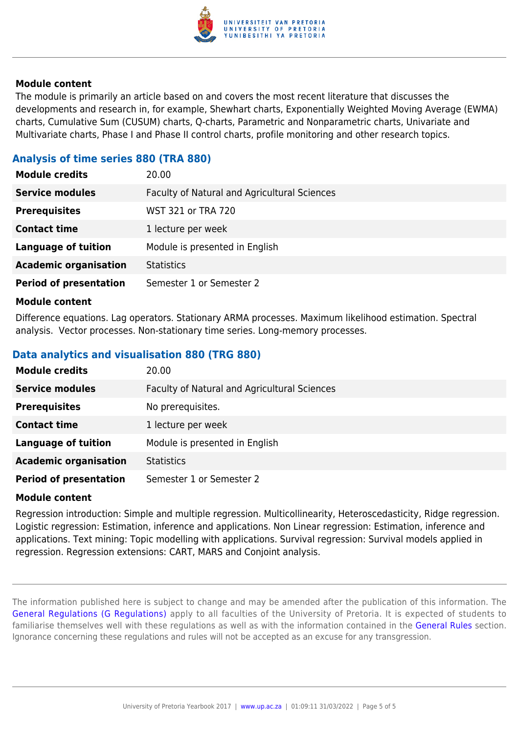**Module content**

The module is primarily an article based on and covers the most recent literature that discusses the developments and research in, for example, Shewhart charts, Exponentially Weighted Moving Average (EWMA) charts, Cumulative Sum (CUSUM) charts, Q-charts, Parametric and Nonparametric charts, Univariate and Multivariate charts, Phase I and Phase II control charts, profile monitoring and other research topics.

## Analysis of time series 880 (TRA 880)

| | |
|---|---|
| **Module credits** | 20.00 |
| **Service modules** | Faculty of Natural and Agricultural Sciences |
| **Prerequisites** | WST 321 or TRA 720 |
| **Contact time** | 1 lecture per week |
| **Language of tuition** | Module is presented in English |
| **Academic organisation** | Statistics |
| **Period of presentation** | Semester 1 or Semester 2 |

**Module content**

Difference equations. Lag operators. Stationary ARMA processes. Maximum likelihood estimation. Spectral analysis. Vector processes. Non-stationary time series. Long-memory processes.

## Data analytics and visualisation 880 (TRG 880)

| | |
|---|---|
| **Module credits** | 20.00 |
| **Service modules** | Faculty of Natural and Agricultural Sciences |
| **Prerequisites** | No prerequisites. |
| **Contact time** | 1 lecture per week |
| **Language of tuition** | Module is presented in English |
| **Academic organisation** | Statistics |
| **Period of presentation** | Semester 1 or Semester 2 |

**Module content**

Regression introduction: Simple and multiple regression. Multicollinearity, Heteroscedasticity, Ridge regression. Logistic regression: Estimation, inference and applications. Non Linear regression: Estimation, inference and applications. Text mining: Topic modelling with applications. Survival regression: Survival models applied in regression. Regression extensions: CART, MARS and Conjoint analysis.

The information published here is subject to change and may be amended after the publication of this information. The General Regulations (G Regulations) apply to all faculties of the University of Pretoria. It is expected of students to familiarise themselves well with these regulations as well as with the information contained in the General Rules section. Ignorance concerning these regulations and rules will not be accepted as an excuse for any transgression.